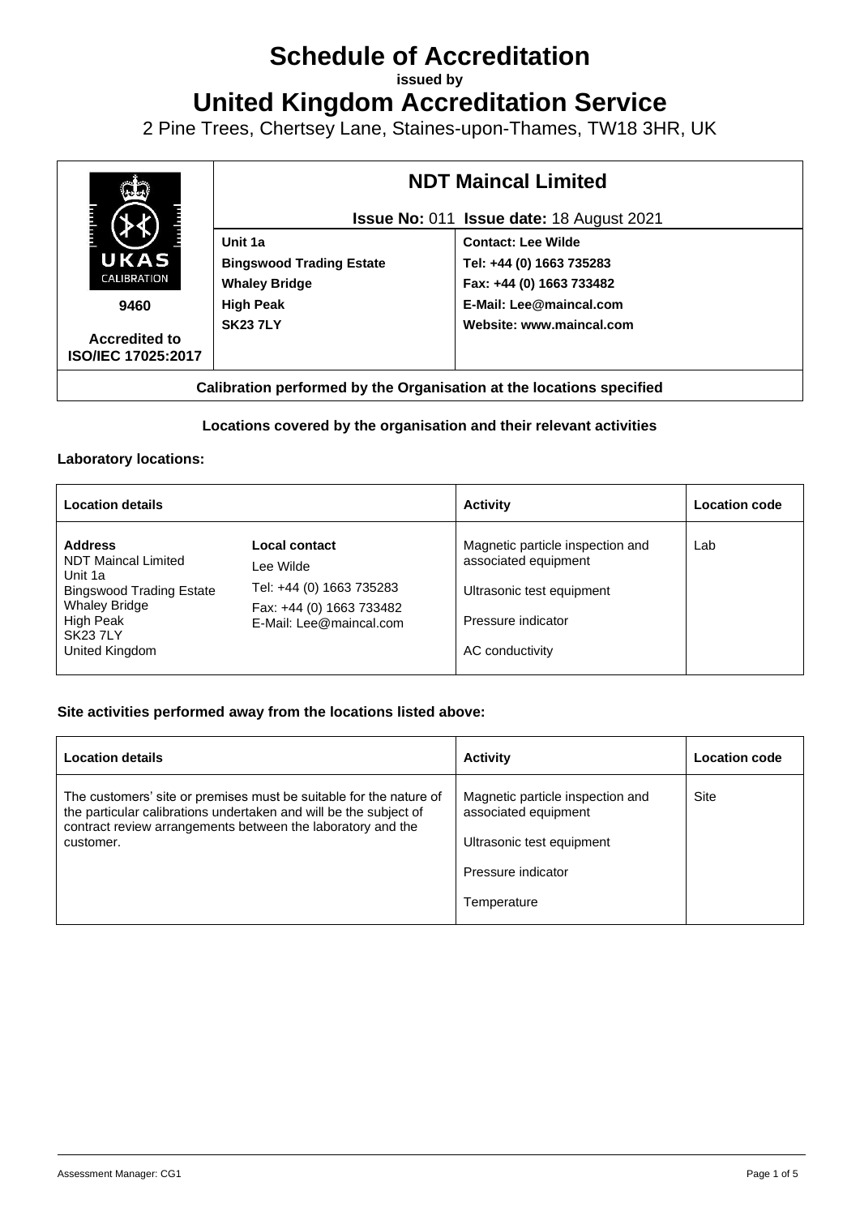# Schedule of Accreditation

**issued by**

# United Kingdom Accreditation Service

2 Pine Trees, Chertsey Lane, Staines-upon-Thames, TW18 3HR, UK

| UKAS CALIBRATION 9460 Accredited to ISO/IEC 17025:2017 | **NDT Maincal Limited** | |
|---|---|---|
| | **Issue No:** 011 **Issue date:** 18 August 2021 | |
| | **Unit 1a**<br>**Bingswood Trading Estate**<br>**Whaley Bridge**<br>**High Peak**<br>**SK23 7LY** | **Contact: Lee Wilde**<br>**Tel: +44 (0) 1663 735283**<br>**Fax: +44 (0) 1663 733482**<br>**E-Mail: Lee@maincal.com**<br>**Website: www.maincal.com** |
| **Calibration performed by the Organisation at the locations specified** | | |

**Locations covered by the organisation and their relevant activities**

**Laboratory locations:**

| Location details | | Activity | Location code |
|---|---|---|---|
| **Address**<br>NDT Maincal Limited<br>Unit 1a<br>Bingswood Trading Estate<br>Whaley Bridge<br>High Peak<br>SK23 7LY<br>United Kingdom | **Local contact**<br>Lee Wilde<br>Tel: +44 (0) 1663 735283<br>Fax: +44 (0) 1663 733482<br>E-Mail: Lee@maincal.com | Magnetic particle inspection and associated equipment<br><br>Ultrasonic test equipment<br><br>Pressure indicator<br><br>AC conductivity | Lab |

**Site activities performed away from the locations listed above:**

| Location details | Activity | Location code |
|---|---|---|
| The customers' site or premises must be suitable for the nature of the particular calibrations undertaken and will be the subject of contract review arrangements between the laboratory and the customer. | Magnetic particle inspection and associated equipment<br><br>Ultrasonic test equipment<br><br>Pressure indicator<br><br>Temperature | Site |

Assessment Manager: CG1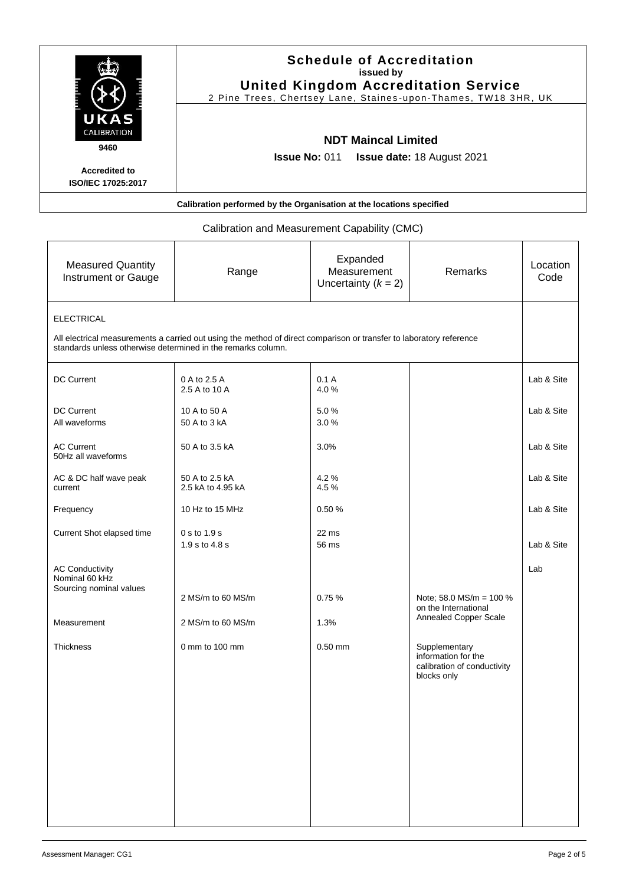**Schedule of Accreditation**
**issued by**
**United Kingdom Accreditation Service**
2 Pine Trees, Chertsey Lane, Staines-upon-Thames, TW18 3HR, UK

UKAS CALIBRATION
**9460**

**Accredited to ISO/IEC 17025:2017**

**NDT Maincal Limited**

**Issue No:** 011 **Issue date:** 18 August 2021

**Calibration performed by the Organisation at the locations specified**

Calibration and Measurement Capability (CMC)

| Measured Quantity Instrument or Gauge | Range | Expanded Measurement Uncertainty ($k$ = 2) | Remarks | Location Code |
|---|---|---|---|---|
| ELECTRICAL<br><br>All electrical measurements a carried out using the method of direct comparison or transfer to laboratory reference standards unless otherwise determined in the remarks column. | | | | |
| DC Current | 0 A to 2.5 A<br>2.5 A to 10 A | 0.1 A<br>4.0 % | | Lab & Site |
| DC Current<br>All waveforms | 10 A to 50 A<br>50 A to 3 kA | 5.0 %<br>3.0 % | | Lab & Site |
| AC Current<br>50Hz all waveforms | 50 A to 3.5 kA | 3.0% | | Lab & Site |
| AC & DC half wave peak current | 50 A to 2.5 kA<br>2.5 kA to 4.95 kA | 4.2 %<br>4.5 % | | Lab & Site |
| Frequency | 10 Hz to 15 MHz | 0.50 % | | Lab & Site |
| Current Shot elapsed time | 0 s to 1.9 s<br>1.9 s to 4.8 s | 22 ms<br>56 ms | | Lab & Site |
| AC Conductivity<br>Nominal 60 kHz<br>Sourcing nominal values | 2 MS/m to 60 MS/m | 0.75 % | Note; 58.0 MS/m = 100 % on the International Annealed Copper Scale | Lab |
| Measurement | 2 MS/m to 60 MS/m | 1.3% | | |
| Thickness | 0 mm to 100 mm | 0.50 mm | Supplementary information for the calibration of conductivity blocks only | |

Assessment Manager: CG1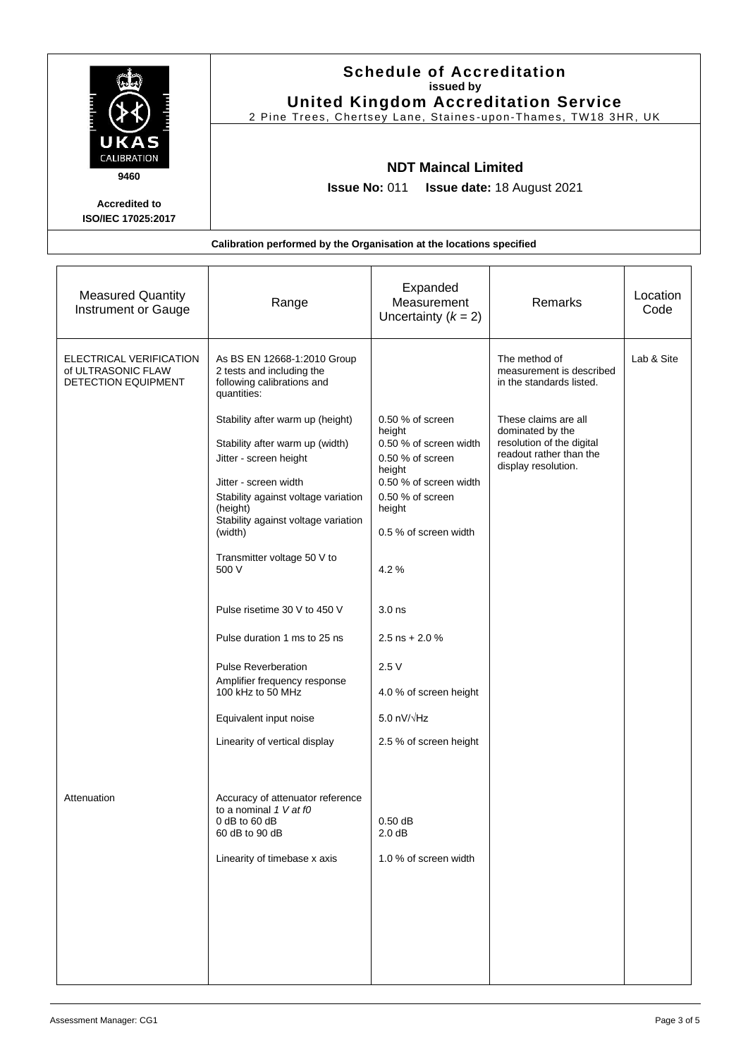**Schedule of Accreditation**
**issued by**
**United Kingdom Accreditation Service**
2 Pine Trees, Chertsey Lane, Staines-upon-Thames, TW18 3HR, UK

UKAS CALIBRATION
9460

**Accredited to ISO/IEC 17025:2017**

**NDT Maincal Limited**

**Issue No:** 011 **Issue date:** 18 August 2021

**Calibration performed by the Organisation at the locations specified**

| Measured Quantity Instrument or Gauge | Range | Expanded Measurement Uncertainty ($k$ = 2) | Remarks | Location Code |
|---|---|---|---|---|
| ELECTRICAL VERIFICATION of ULTRASONIC FLAW DETECTION EQUIPMENT | As BS EN 12668-1:2010 Group 2 tests and including the following calibrations and quantities: | | The method of measurement is described in the standards listed. | Lab & Site |
| | Stability after warm up (height) | 0.50 % of screen height | These claims are all dominated by the resolution of the digital readout rather than the display resolution. | |
| | Stability after warm up (width) | 0.50 % of screen width | | |
| | Jitter - screen height | 0.50 % of screen height | | |
| | Jitter - screen width | 0.50 % of screen width | | |
| | Stability against voltage variation (height) | 0.50 % of screen height | | |
| | Stability against voltage variation (width) | 0.5 % of screen width | | |
| | Transmitter voltage 50 V to 500 V | 4.2 % | | |
| | Pulse risetime 30 V to 450 V | 3.0 ns | | |
| | Pulse duration 1 ms to 25 ns | 2.5 ns + 2.0 % | | |
| | Pulse Reverberation | 2.5 V | | |
| | Amplifier frequency response 100 kHz to 50 MHz | 4.0 % of screen height | | |
| | Equivalent input noise | 5.0 nV/√Hz | | |
| | Linearity of vertical display | 2.5 % of screen height | | |
| Attenuation | Accuracy of attenuator reference to a nominal *1 V at f0* | | | |
| | 0 dB to 60 dB | 0.50 dB | | |
| | 60 dB to 90 dB | 2.0 dB | | |
| | Linearity of timebase x axis | 1.0 % of screen width | | |

Assessment Manager: CG1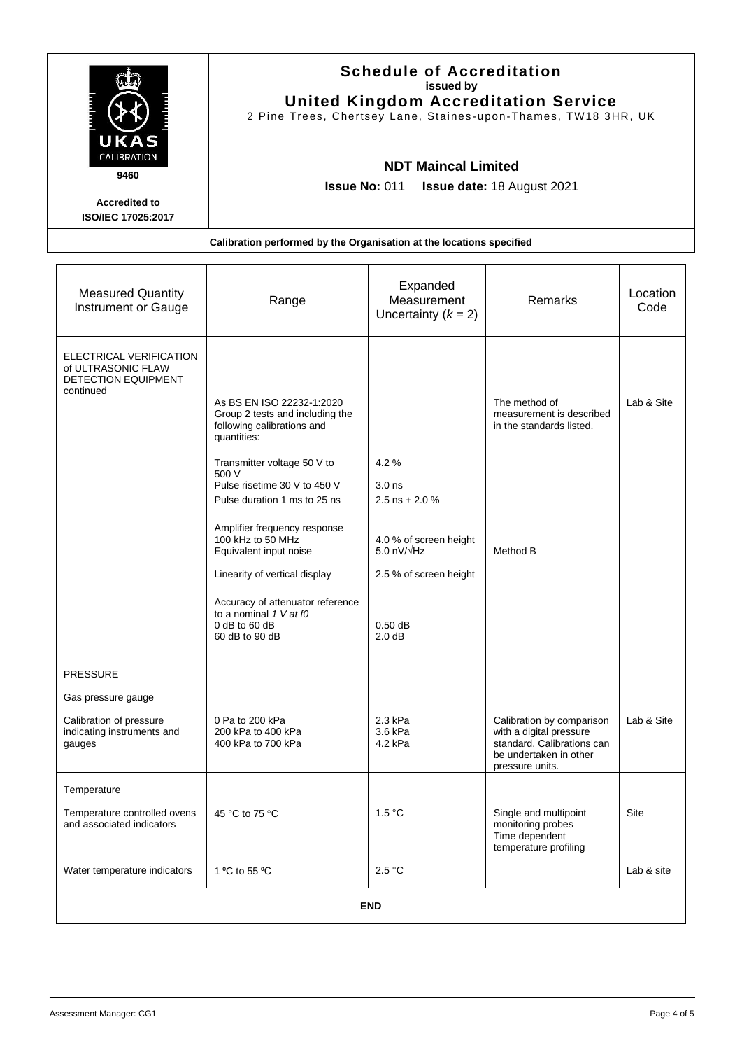**Schedule of Accreditation**
issued by
**United Kingdom Accreditation Service**
2 Pine Trees, Chertsey Lane, Staines-upon-Thames, TW18 3HR, UK

UKAS CALIBRATION
9460

**Accredited to ISO/IEC 17025:2017**

**NDT Maincal Limited**

**Issue No:** 011 **Issue date:** 18 August 2021

**Calibration performed by the Organisation at the locations specified**

| Measured Quantity Instrument or Gauge | Range | Expanded Measurement Uncertainty ($k$ = 2) | Remarks | Location Code |
|---|---|---|---|---|
| ELECTRICAL VERIFICATION of ULTRASONIC FLAW DETECTION EQUIPMENT continued | As BS EN ISO 22232-1:2020 Group 2 tests and including the following calibrations and quantities: | | The method of measurement is described in the standards listed. | Lab & Site |
| | Transmitter voltage 50 V to 500 V | 4.2 % | | |
| | Pulse risetime 30 V to 450 V | 3.0 ns | | |
| | Pulse duration 1 ms to 25 ns | 2.5 ns + 2.0 % | | |
| | Amplifier frequency response 100 kHz to 50 MHz | 4.0 % of screen height | | |
| | Equivalent input noise | 5.0 nV/√Hz | Method B | |
| | Linearity of vertical display | 2.5 % of screen height | | |
| | Accuracy of attenuator reference to a nominal *1 V at f0* | | | |
| | 0 dB to 60 dB | 0.50 dB | | |
| | 60 dB to 90 dB | 2.0 dB | | |
| PRESSURE | | | | |
| Gas pressure gauge | | | | |
| Calibration of pressure indicating instruments and gauges | 0 Pa to 200 kPa<br>200 kPa to 400 kPa<br>400 kPa to 700 kPa | 2.3 kPa<br>3.6 kPa<br>4.2 kPa | Calibration by comparison with a digital pressure standard. Calibrations can be undertaken in other pressure units. | Lab & Site |
| Temperature | | | | |
| Temperature controlled ovens and associated indicators | 45 °C to 75 °C | 1.5 °C | Single and multipoint monitoring probes<br>Time dependent temperature profiling | Site |
| Water temperature indicators | 1 ºC to 55 ºC | 2.5 °C | | Lab & site |

**END**

Assessment Manager: CG1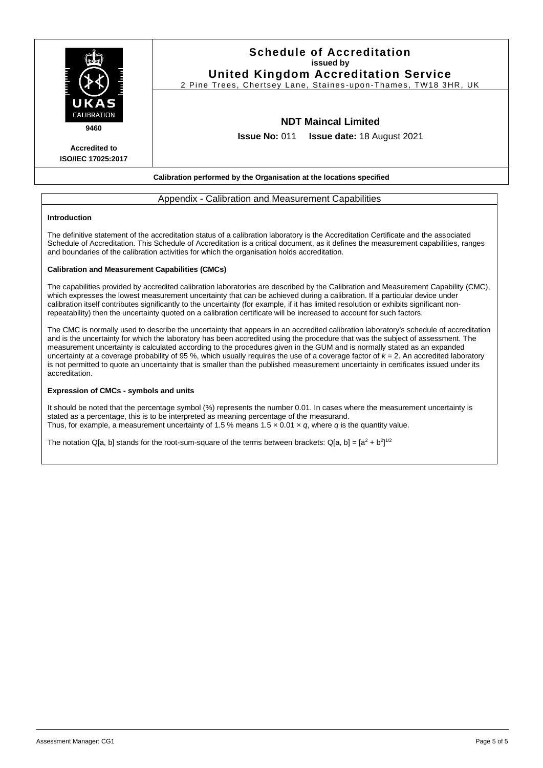UKAS CALIBRATION

9460

**Accredited to ISO/IEC 17025:2017**

# Schedule of Accreditation

**issued by**

**United Kingdom Accreditation Service**

2 Pine Trees, Chertsey Lane, Staines-upon-Thames, TW18 3HR, UK

**NDT Maincal Limited**

**Issue No:** 011 **Issue date:** 18 August 2021

**Calibration performed by the Organisation at the locations specified**

## Appendix - Calibration and Measurement Capabilities

### Introduction

The definitive statement of the accreditation status of a calibration laboratory is the Accreditation Certificate and the associated Schedule of Accreditation. This Schedule of Accreditation is a critical document, as it defines the measurement capabilities, ranges and boundaries of the calibration activities for which the organisation holds accreditation.

### Calibration and Measurement Capabilities (CMCs)

The capabilities provided by accredited calibration laboratories are described by the Calibration and Measurement Capability (CMC), which expresses the lowest measurement uncertainty that can be achieved during a calibration. If a particular device under calibration itself contributes significantly to the uncertainty (for example, if it has limited resolution or exhibits significant non-repeatability) then the uncertainty quoted on a calibration certificate will be increased to account for such factors.

The CMC is normally used to describe the uncertainty that appears in an accredited calibration laboratory's schedule of accreditation and is the uncertainty for which the laboratory has been accredited using the procedure that was the subject of assessment. The measurement uncertainty is calculated according to the procedures given in the GUM and is normally stated as an expanded uncertainty at a coverage probability of 95 %, which usually requires the use of a coverage factor of $k = 2$. An accredited laboratory is not permitted to quote an uncertainty that is smaller than the published measurement uncertainty in certificates issued under its accreditation.

### Expression of CMCs - symbols and units

It should be noted that the percentage symbol (%) represents the number 0.01. In cases where the measurement uncertainty is stated as a percentage, this is to be interpreted as meaning percentage of the measurand.
Thus, for example, a measurement uncertainty of 1.5 % means $1.5 \times 0.01 \times q$, where $q$ is the quantity value.

The notation Q[a, b] stands for the root-sum-square of the terms between brackets: $Q[a, b] = [a^2 + b^2]^{1/2}$

Assessment Manager: CG1